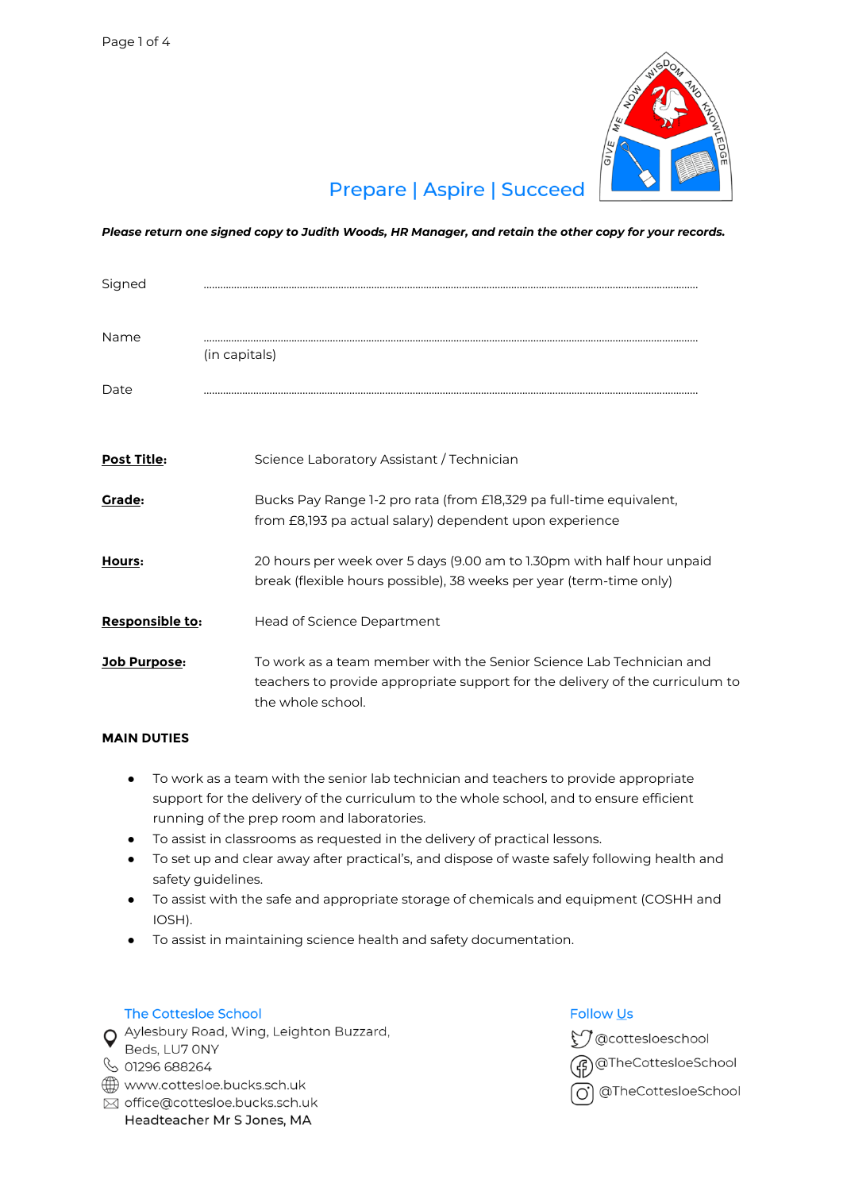Prepare | Aspire | Succeed

***Please return one signed copy to Judith Woods, HR Manager, and retain the other copy for your records.***

Signed ........................................................................................................................................................

Name ........................................................................................................................................................
(in capitals)

Date ........................................................................................................................................................

| | |
|---|---|
| **Post Title:** | Science Laboratory Assistant / Technician |
| **Grade:** | Bucks Pay Range 1-2 pro rata (from £18,329 pa full-time equivalent, from £8,193 pa actual salary) dependent upon experience |
| **Hours:** | 20 hours per week over 5 days (9.00 am to 1.30pm with half hour unpaid break (flexible hours possible), 38 weeks per year (term-time only) |
| **Responsible to:** | Head of Science Department |
| **Job Purpose:** | To work as a team member with the Senior Science Lab Technician and teachers to provide appropriate support for the delivery of the curriculum to the whole school. |

**MAIN DUTIES**

- To work as a team with the senior lab technician and teachers to provide appropriate support for the delivery of the curriculum to the whole school, and to ensure efficient running of the prep room and laboratories.
- To assist in classrooms as requested in the delivery of practical lessons.
- To set up and clear away after practical's, and dispose of waste safely following health and safety guidelines.
- To assist with the safe and appropriate storage of chemicals and equipment (COSHH and IOSH).
- To assist in maintaining science health and safety documentation.

The Cottesloe School
Aylesbury Road, Wing, Leighton Buzzard, Beds, LU7 0NY
01296 688264
www.cottesloe.bucks.sch.uk
office@cottesloe.bucks.sch.uk
Headteacher Mr S Jones, MA

Follow Us
@cottesloeschool
@TheCottesloeSchool
@TheCottesloeSchool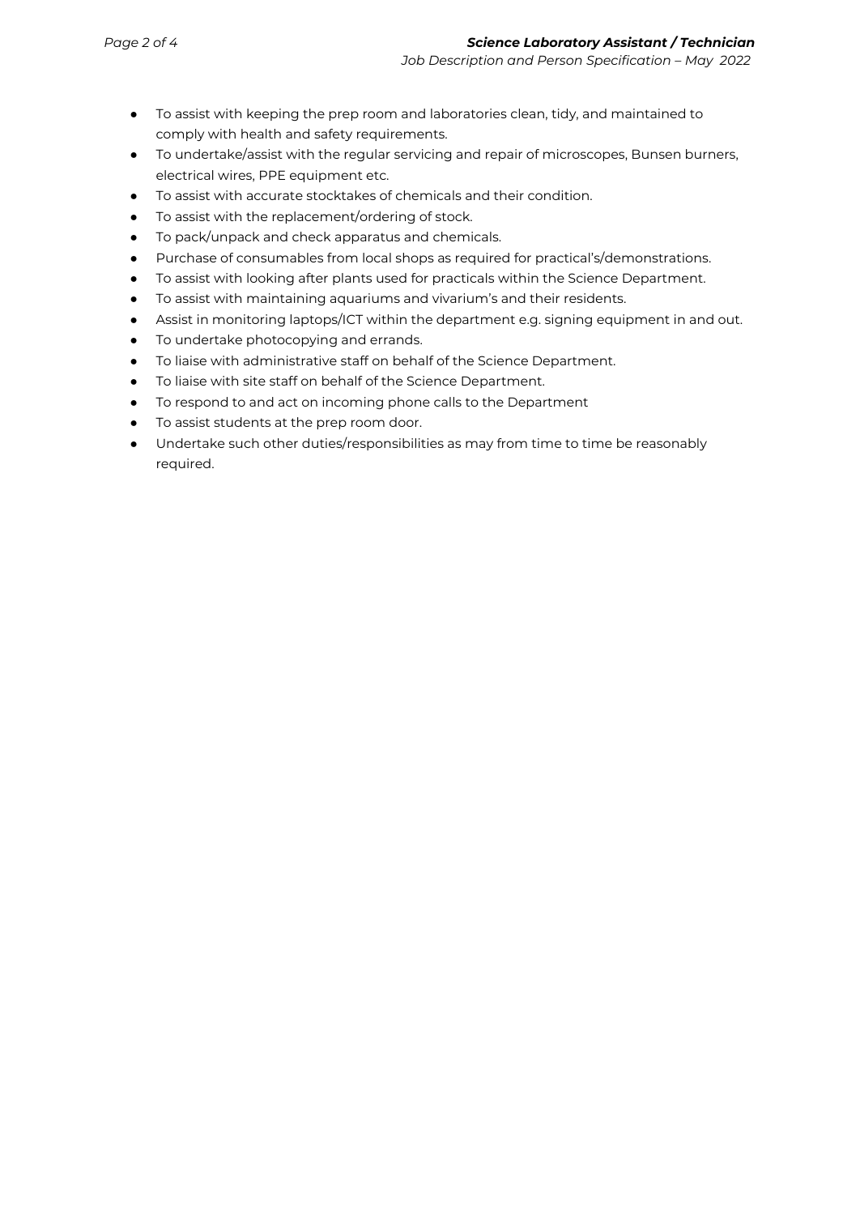- To assist with keeping the prep room and laboratories clean, tidy, and maintained to comply with health and safety requirements.
- To undertake/assist with the regular servicing and repair of microscopes, Bunsen burners, electrical wires, PPE equipment etc.
- To assist with accurate stocktakes of chemicals and their condition.
- To assist with the replacement/ordering of stock.
- To pack/unpack and check apparatus and chemicals.
- Purchase of consumables from local shops as required for practical's/demonstrations.
- To assist with looking after plants used for practicals within the Science Department.
- To assist with maintaining aquariums and vivarium's and their residents.
- Assist in monitoring laptops/ICT within the department e.g. signing equipment in and out.
- To undertake photocopying and errands.
- To liaise with administrative staff on behalf of the Science Department.
- To liaise with site staff on behalf of the Science Department.
- To respond to and act on incoming phone calls to the Department
- To assist students at the prep room door.
- Undertake such other duties/responsibilities as may from time to time be reasonably required.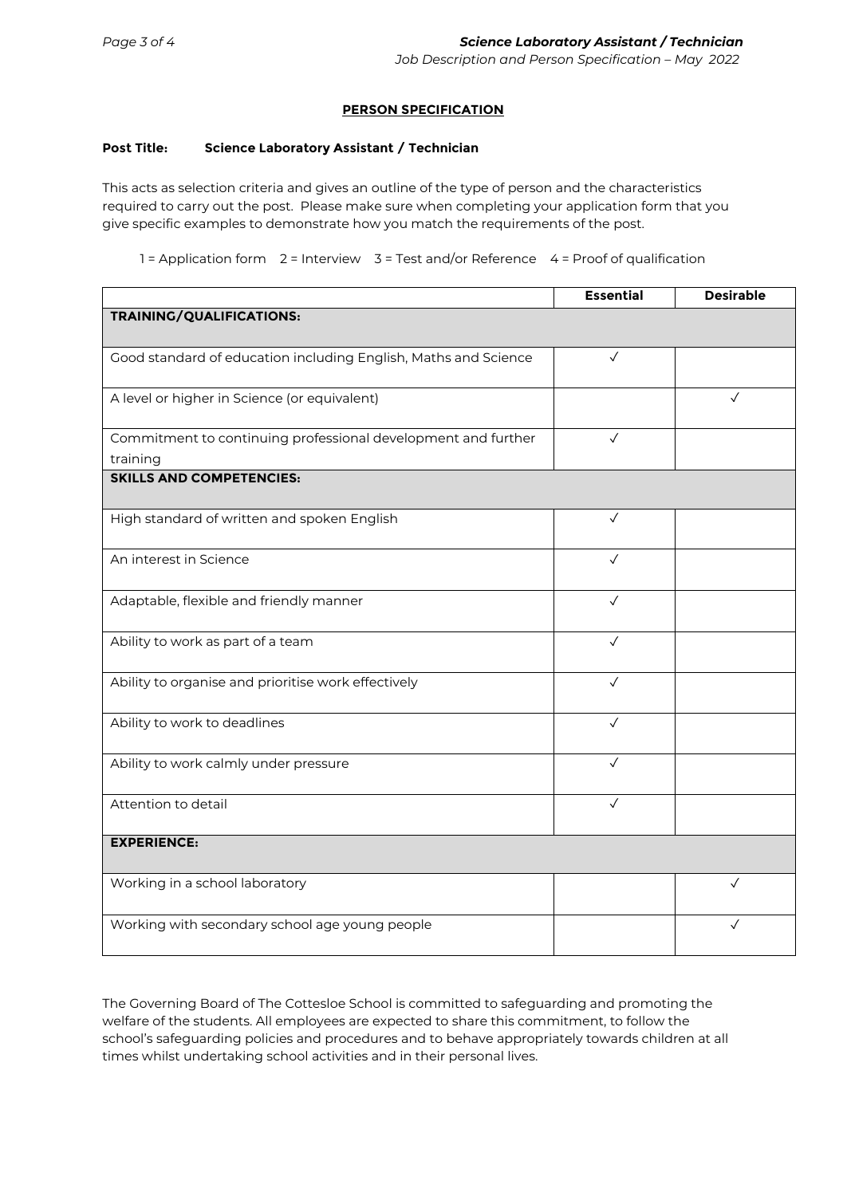## PERSON SPECIFICATION

**Post Title:** **Science Laboratory Assistant / Technician**

This acts as selection criteria and gives an outline of the type of person and the characteristics required to carry out the post. Please make sure when completing your application form that you give specific examples to demonstrate how you match the requirements of the post.

1 = Application form 2 = Interview 3 = Test and/or Reference 4 = Proof of qualification

| | Essential | Desirable |
|---|---|---|
| **TRAINING/QUALIFICATIONS:** | | |
| Good standard of education including English, Maths and Science | ✓ | |
| A level or higher in Science (or equivalent) | | ✓ |
| Commitment to continuing professional development and further training | ✓ | |
| **SKILLS AND COMPETENCIES:** | | |
| High standard of written and spoken English | ✓ | |
| An interest in Science | ✓ | |
| Adaptable, flexible and friendly manner | ✓ | |
| Ability to work as part of a team | ✓ | |
| Ability to organise and prioritise work effectively | ✓ | |
| Ability to work to deadlines | ✓ | |
| Ability to work calmly under pressure | ✓ | |
| Attention to detail | ✓ | |
| **EXPERIENCE:** | | |
| Working in a school laboratory | | ✓ |
| Working with secondary school age young people | | ✓ |

The Governing Board of The Cottesloe School is committed to safeguarding and promoting the welfare of the students. All employees are expected to share this commitment, to follow the school's safeguarding policies and procedures and to behave appropriately towards children at all times whilst undertaking school activities and in their personal lives.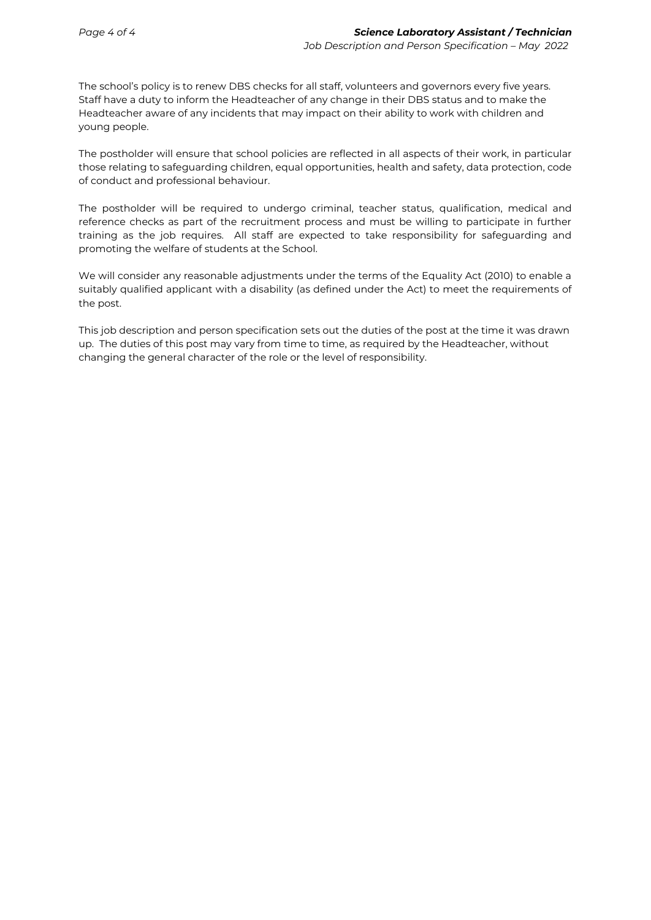The school's policy is to renew DBS checks for all staff, volunteers and governors every five years. Staff have a duty to inform the Headteacher of any change in their DBS status and to make the Headteacher aware of any incidents that may impact on their ability to work with children and young people.

The postholder will ensure that school policies are reflected in all aspects of their work, in particular those relating to safeguarding children, equal opportunities, health and safety, data protection, code of conduct and professional behaviour.

The postholder will be required to undergo criminal, teacher status, qualification, medical and reference checks as part of the recruitment process and must be willing to participate in further training as the job requires. All staff are expected to take responsibility for safeguarding and promoting the welfare of students at the School.

We will consider any reasonable adjustments under the terms of the Equality Act (2010) to enable a suitably qualified applicant with a disability (as defined under the Act) to meet the requirements of the post.

This job description and person specification sets out the duties of the post at the time it was drawn up. The duties of this post may vary from time to time, as required by the Headteacher, without changing the general character of the role or the level of responsibility.